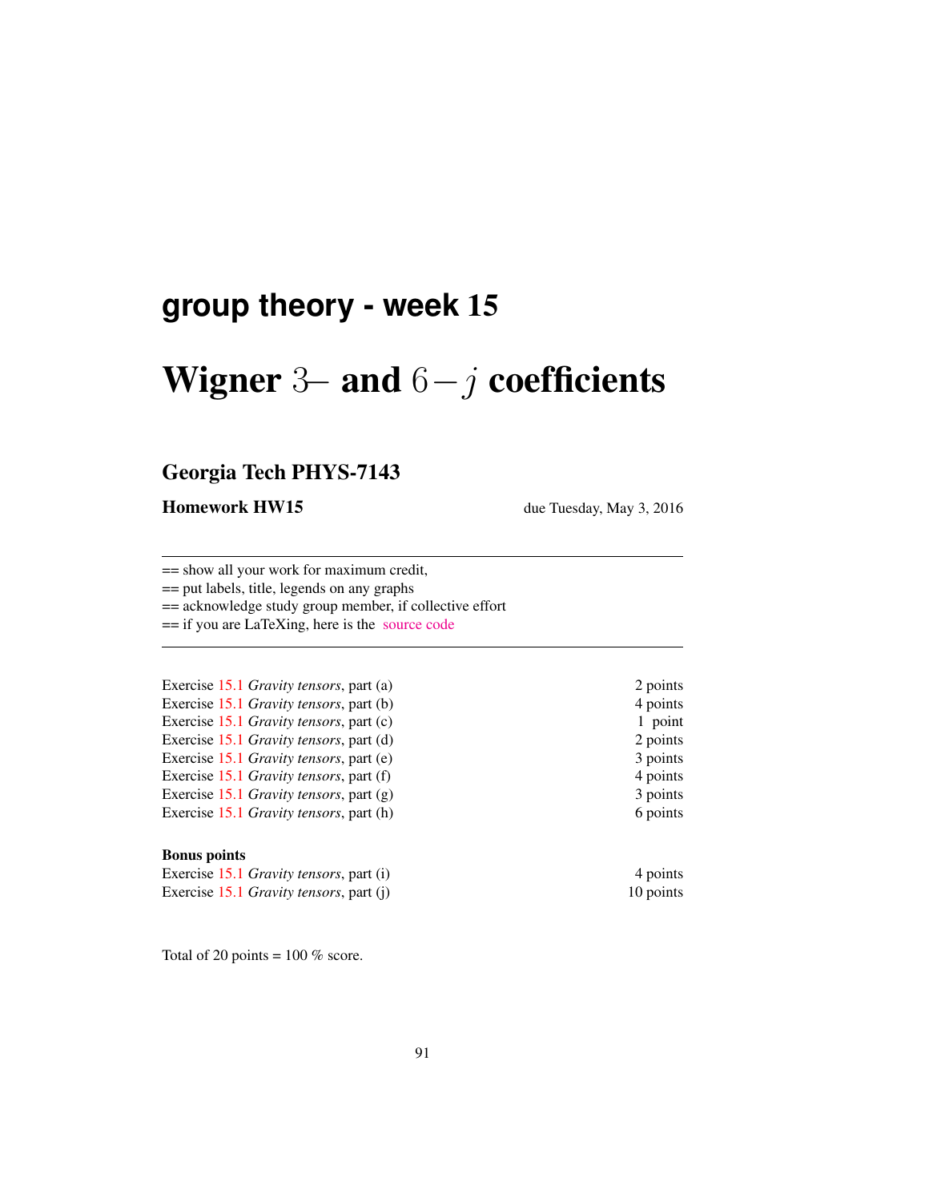## group theory - week 15

# Wigner $3-$ and $6-j$ coefficients

## Georgia Tech PHYS-7143

**Homework HW15** due Tuesday, May 3, 2016

---

== show all your work for maximum credit,
== put labels, title, legends on any graphs
== acknowledge study group member, if collective effort
== if you are LaTeXing, here is the source code

---

| | |
|---|---|
| Exercise 15.1 *Gravity tensors*, part (a) | 2 points |
| Exercise 15.1 *Gravity tensors*, part (b) | 4 points |
| Exercise 15.1 *Gravity tensors*, part (c) | 1 point |
| Exercise 15.1 *Gravity tensors*, part (d) | 2 points |
| Exercise 15.1 *Gravity tensors*, part (e) | 3 points |
| Exercise 15.1 *Gravity tensors*, part (f) | 4 points |
| Exercise 15.1 *Gravity tensors*, part (g) | 3 points |
| Exercise 15.1 *Gravity tensors*, part (h) | 6 points |

**Bonus points**

| | |
|---|---|
| Exercise 15.1 *Gravity tensors*, part (i) | 4 points |
| Exercise 15.1 *Gravity tensors*, part (j) | 10 points |

Total of 20 points = 100 % score.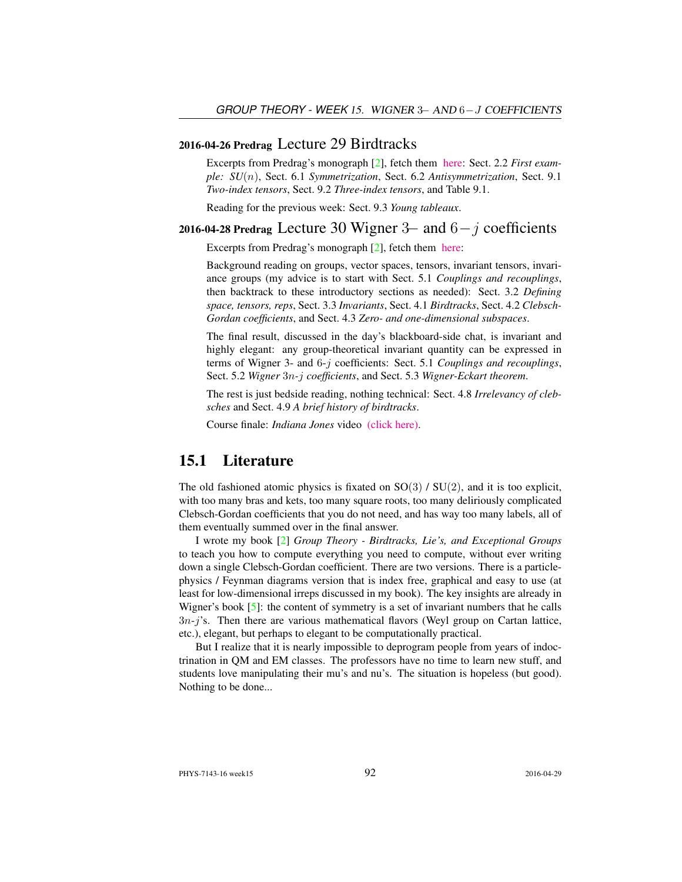**2016-04-26 Predrag** Lecture 29 Birdtracks

Excerpts from Predrag's monograph [2], fetch them here: Sect. 2.2 *First example: SU($n$)*, Sect. 6.1 *Symmetrization*, Sect. 6.2 *Antisymmetrization*, Sect. 9.1 *Two-index tensors*, Sect. 9.2 *Three-index tensors*, and Table 9.1.

Reading for the previous week: Sect. 9.3 *Young tableaux*.

**2016-04-28 Predrag** Lecture 30 Wigner 3– and $6-j$ coefficients

Excerpts from Predrag's monograph [2], fetch them here:

Background reading on groups, vector spaces, tensors, invariant tensors, invariance groups (my advice is to start with Sect. 5.1 *Couplings and recouplings*, then backtrack to these introductory sections as needed): Sect. 3.2 *Defining space, tensors, reps*, Sect. 3.3 *Invariants*, Sect. 4.1 *Birdtracks*, Sect. 4.2 *Clebsch-Gordan coefficients*, and Sect. 4.3 *Zero- and one-dimensional subspaces*.

The final result, discussed in the day's blackboard-side chat, is invariant and highly elegant: any group-theoretical invariant quantity can be expressed in terms of Wigner 3- and $6$-$j$ coefficients: Sect. 5.1 *Couplings and recouplings*, Sect. 5.2 *Wigner $3n$-$j$ coefficients*, and Sect. 5.3 *Wigner-Eckart theorem*.

The rest is just bedside reading, nothing technical: Sect. 4.8 *Irrelevancy of clebsches* and Sect. 4.9 *A brief history of birdtracks*.

Course finale: *Indiana Jones* video (click here).

## 15.1 Literature

The old fashioned atomic physics is fixated on SO(3) / SU(2), and it is too explicit, with too many bras and kets, too many square roots, too many deliriously complicated Clebsch-Gordan coefficients that you do not need, and has way too many labels, all of them eventually summed over in the final answer.

I wrote my book [2] *Group Theory - Birdtracks, Lie's, and Exceptional Groups* to teach you how to compute everything you need to compute, without ever writing down a single Clebsch-Gordan coefficient. There are two versions. There is a particle-physics / Feynman diagrams version that is index free, graphical and easy to use (at least for low-dimensional irreps discussed in my book). The key insights are already in Wigner's book [5]: the content of symmetry is a set of invariant numbers that he calls $3n$-$j$'s. Then there are various mathematical flavors (Weyl group on Cartan lattice, etc.), elegant, but perhaps to elegant to be computationally practical.

But I realize that it is nearly impossible to deprogram people from years of indoctrination in QM and EM classes. The professors have no time to learn new stuff, and students love manipulating their mu's and nu's. The situation is hopeless (but good). Nothing to be done...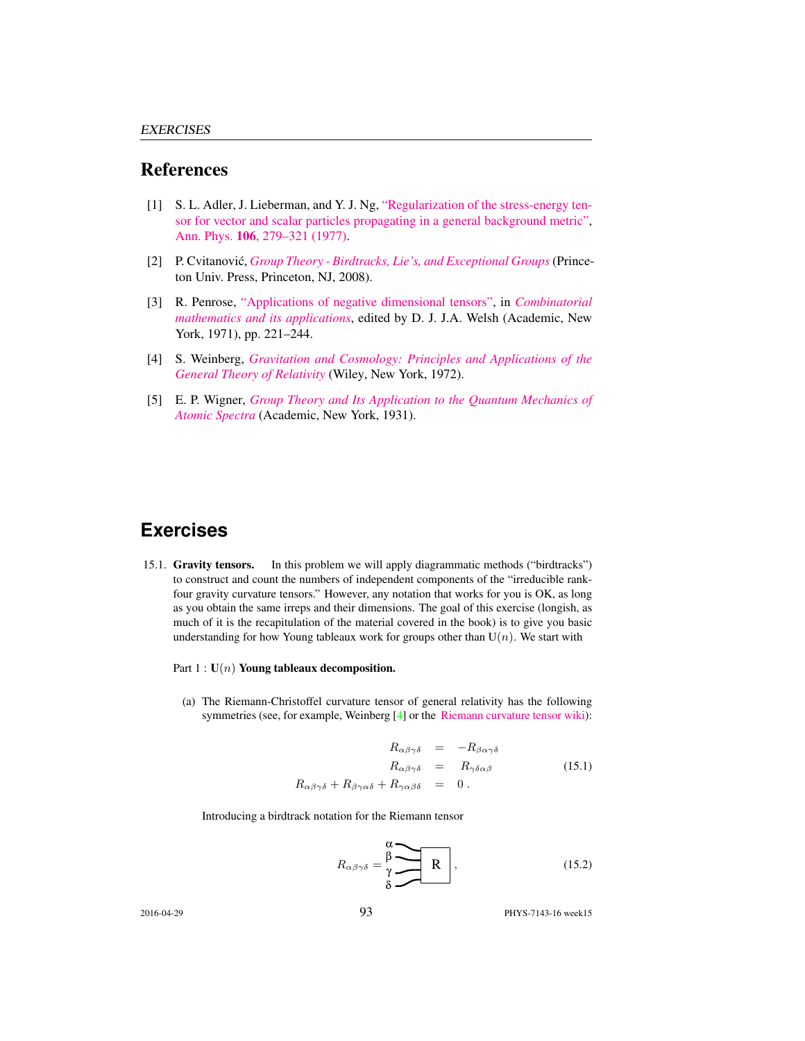## References

[1] S. L. Adler, J. Lieberman, and Y. J. Ng, "Regularization of the stress-energy tensor for vector and scalar particles propagating in a general background metric", Ann. Phys. **106**, 279–321 (1977).

[2] P. Cvitanović, *Group Theory - Birdtracks, Lie's, and Exceptional Groups* (Princeton Univ. Press, Princeton, NJ, 2008).

[3] R. Penrose, "Applications of negative dimensional tensors", in *Combinatorial mathematics and its applications*, edited by D. J. J.A. Welsh (Academic, New York, 1971), pp. 221–244.

[4] S. Weinberg, *Gravitation and Cosmology: Principles and Applications of the General Theory of Relativity* (Wiley, New York, 1972).

[5] E. P. Wigner, *Group Theory and Its Application to the Quantum Mechanics of Atomic Spectra* (Academic, New York, 1931).

## Exercises

15.1. **Gravity tensors.** In this problem we will apply diagrammatic methods ("birdtracks") to construct and count the numbers of independent components of the "irreducible rank-four gravity curvature tensors." However, any notation that works for you is OK, as long as you obtain the same irreps and their dimensions. The goal of this exercise (longish, as much of it is the recapitulation of the material covered in the book) is to give you basic understanding for how Young tableaux work for groups other than $\mathrm{U}(n)$. We start with

Part 1 : **$\mathrm{U}(n)$ Young tableaux decomposition.**

(a) The Riemann-Christoffel curvature tensor of general relativity has the following symmetries (see, for example, Weinberg [4] or the Riemann curvature tensor wiki):

$$\begin{aligned} R_{\alpha\beta\gamma\delta} &= -R_{\beta\alpha\gamma\delta} \\ R_{\alpha\beta\gamma\delta} &= R_{\gamma\delta\alpha\beta} \\ R_{\alpha\beta\gamma\delta} + R_{\beta\gamma\alpha\delta} + R_{\gamma\alpha\beta\delta} &= 0\,. \end{aligned} \tag{15.1}$$

Introducing a birdtrack notation for the Riemann tensor

$$R_{\alpha\beta\gamma\delta} = \begin{array}{l}\alpha\\ \beta\\ \gamma\\ \delta\end{array}\!\!\!=\!\!\!\boxed{\;\mathrm{R}\;}\,, \tag{15.2}$$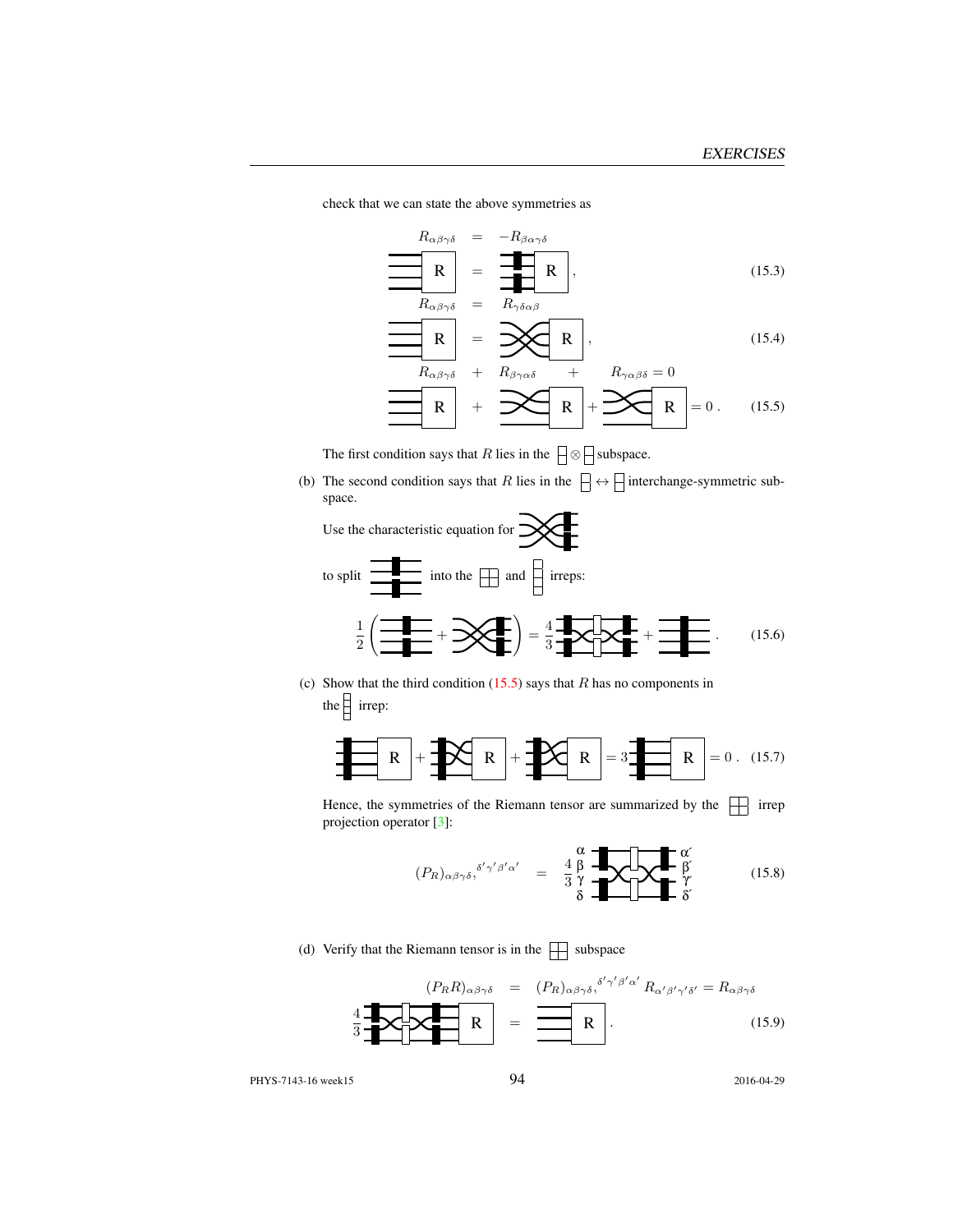check that we can state the above symmetries as

$$R_{\alpha\beta\gamma\delta} = -R_{\beta\alpha\gamma\delta} \tag{15.3}$$

$$R_{\alpha\beta\gamma\delta} = R_{\gamma\delta\alpha\beta} \tag{15.4}$$

$$R_{\alpha\beta\gamma\delta} + R_{\beta\gamma\alpha\delta} + R_{\gamma\alpha\beta\delta} = 0 \tag{15.5}$$

The first condition says that $R$ lies in the $\square \otimes \square$ subspace.

(b) The second condition says that $R$ lies in the $\square \leftrightarrow \square$ interchange-symmetric subspace.

Use the characteristic equation for

to split into the $\boxplus$ and $\square$ irreps:

$$\frac{1}{2}\left( \; + \; \right) = \frac{4}{3} \; + \; . \tag{15.6}$$

(c) Show that the third condition (15.5) says that $R$ has no components in the $\square$ irrep:

$$ + + = 3 = 0\,. \tag{15.7}$$

Hence, the symmetries of the Riemann tensor are summarized by the $\boxplus$ irrep projection operator [3]:

$$(P_R)_{\alpha\beta\gamma\delta,}{}^{\delta'\gamma'\beta'\alpha'} = \frac{4}{3} \tag{15.8}$$

(d) Verify that the Riemann tensor is in the $\boxplus$ subspace

$$(P_R R)_{\alpha\beta\gamma\delta} = (P_R)_{\alpha\beta\gamma\delta,}{}^{\delta'\gamma'\beta'\alpha'} R_{\alpha'\beta'\gamma'\delta'} = R_{\alpha\beta\gamma\delta} \tag{15.9}$$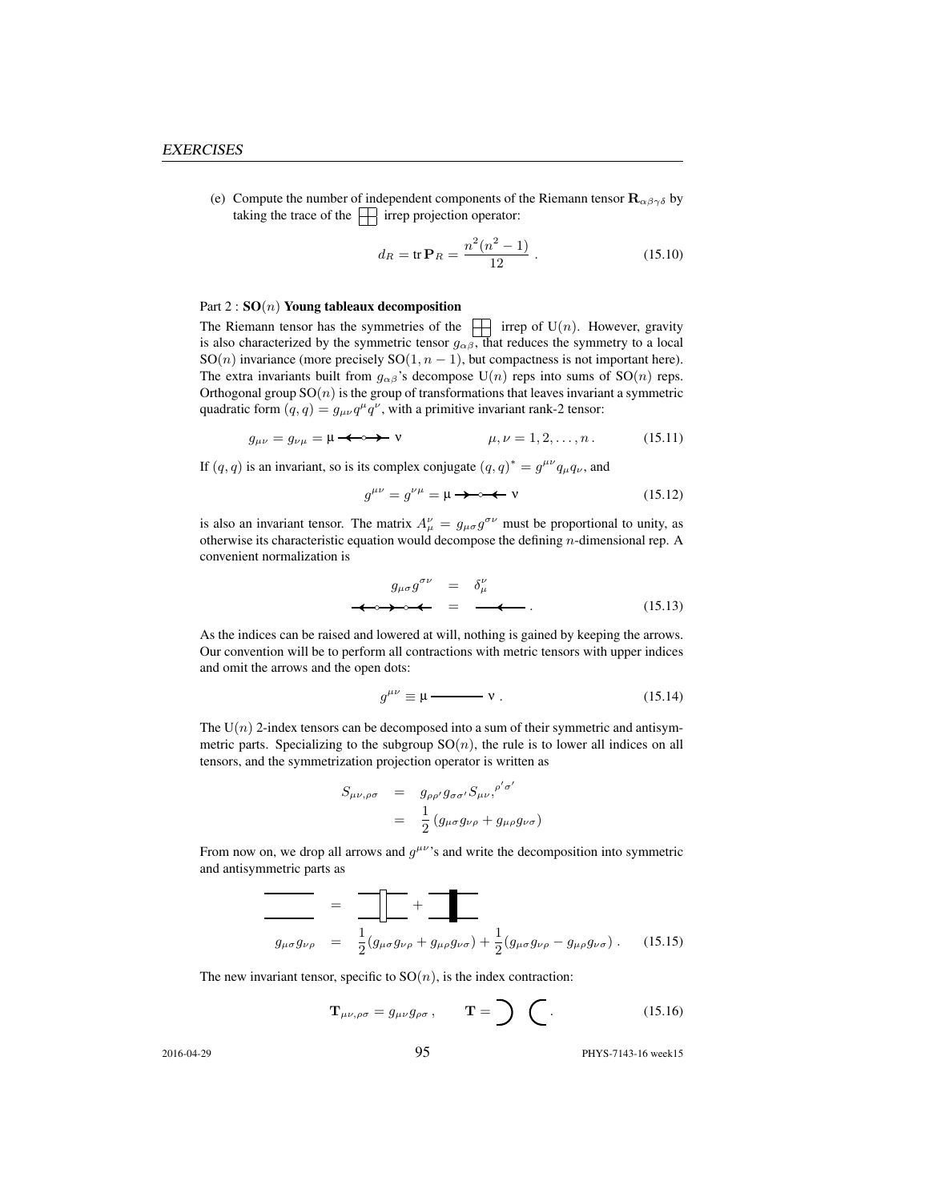(e) Compute the number of independent components of the Riemann tensor $\mathbf{R}_{\alpha\beta\gamma\delta}$ by taking the trace of the $\boxplus$ irrep projection operator:

$$d_R = \operatorname{tr} \mathbf{P}_R = \frac{n^2(n^2-1)}{12} \,. \tag{15.10}$$

Part 2 : **SO($n$) Young tableaux decomposition**

The Riemann tensor has the symmetries of the $\boxplus$ irrep of U($n$). However, gravity is also characterized by the symmetric tensor $g_{\alpha\beta}$, that reduces the symmetry to a local SO($n$) invariance (more precisely SO($1, n-1$), but compactness is not important here). The extra invariants built from $g_{\alpha\beta}$'s decompose U($n$) reps into sums of SO($n$) reps. Orthogonal group SO($n$) is the group of transformations that leaves invariant a symmetric quadratic form $(q,q) = g_{\mu\nu} q^\mu q^\nu$, with a primitive invariant rank-2 tensor:

$$g_{\mu\nu} = g_{\nu\mu} = \mu \longleftarrow\!\circ\!\longrightarrow \nu \qquad\qquad \mu, \nu = 1, 2, \ldots, n \,. \tag{15.11}$$

If $(q,q)$ is an invariant, so is its complex conjugate $(q,q)^* = g^{\mu\nu} q_\mu q_\nu$, and

$$g^{\mu\nu} = g^{\nu\mu} = \mu \longrightarrow\!\circ\!\longleftarrow \nu \tag{15.12}$$

is also an invariant tensor. The matrix $A_\mu^\nu = g_{\mu\sigma} g^{\sigma\nu}$ must be proportional to unity, as otherwise its characteristic equation would decompose the defining $n$-dimensional rep. A convenient normalization is

$$\begin{aligned} g_{\mu\sigma} g^{\sigma\nu} &= \delta_\mu^\nu \\ \longleftarrow\!\circ\!\longrightarrow\!\circ\!\longleftarrow &= \longleftarrow \,. \end{aligned} \tag{15.13}$$

As the indices can be raised and lowered at will, nothing is gained by keeping the arrows. Our convention will be to perform all contractions with metric tensors with upper indices and omit the arrows and the open dots:

$$g^{\mu\nu} \equiv \mu \,\text{———}\, \nu \,. \tag{15.14}$$

The U($n$) 2-index tensors can be decomposed into a sum of their symmetric and antisymmetric parts. Specializing to the subgroup SO($n$), the rule is to lower all indices on all tensors, and the symmetrization projection operator is written as

$$\begin{aligned} S_{\mu\nu,\rho\sigma} &= g_{\rho\rho'} g_{\sigma\sigma'} S_{\mu\nu,}{}^{\rho'\sigma'} \\ &= \frac{1}{2}\left(g_{\mu\sigma} g_{\nu\rho} + g_{\mu\rho} g_{\nu\sigma}\right) \end{aligned}$$

From now on, we drop all arrows and $g^{\mu\nu}$'s and write the decomposition into symmetric and antisymmetric parts as

$$g_{\mu\sigma} g_{\nu\rho} = \frac{1}{2}(g_{\mu\sigma} g_{\nu\rho} + g_{\mu\rho} g_{\nu\sigma}) + \frac{1}{2}(g_{\mu\sigma} g_{\nu\rho} - g_{\mu\rho} g_{\nu\sigma}) \,. \tag{15.15}$$

The new invariant tensor, specific to SO($n$), is the index contraction:

$$\mathbf{T}_{\nu\mu,\rho\sigma} = g_{\mu\nu} g_{\rho\sigma} \,, \qquad \mathbf{T} = \big) \;\; \big( \,. \tag{15.16}$$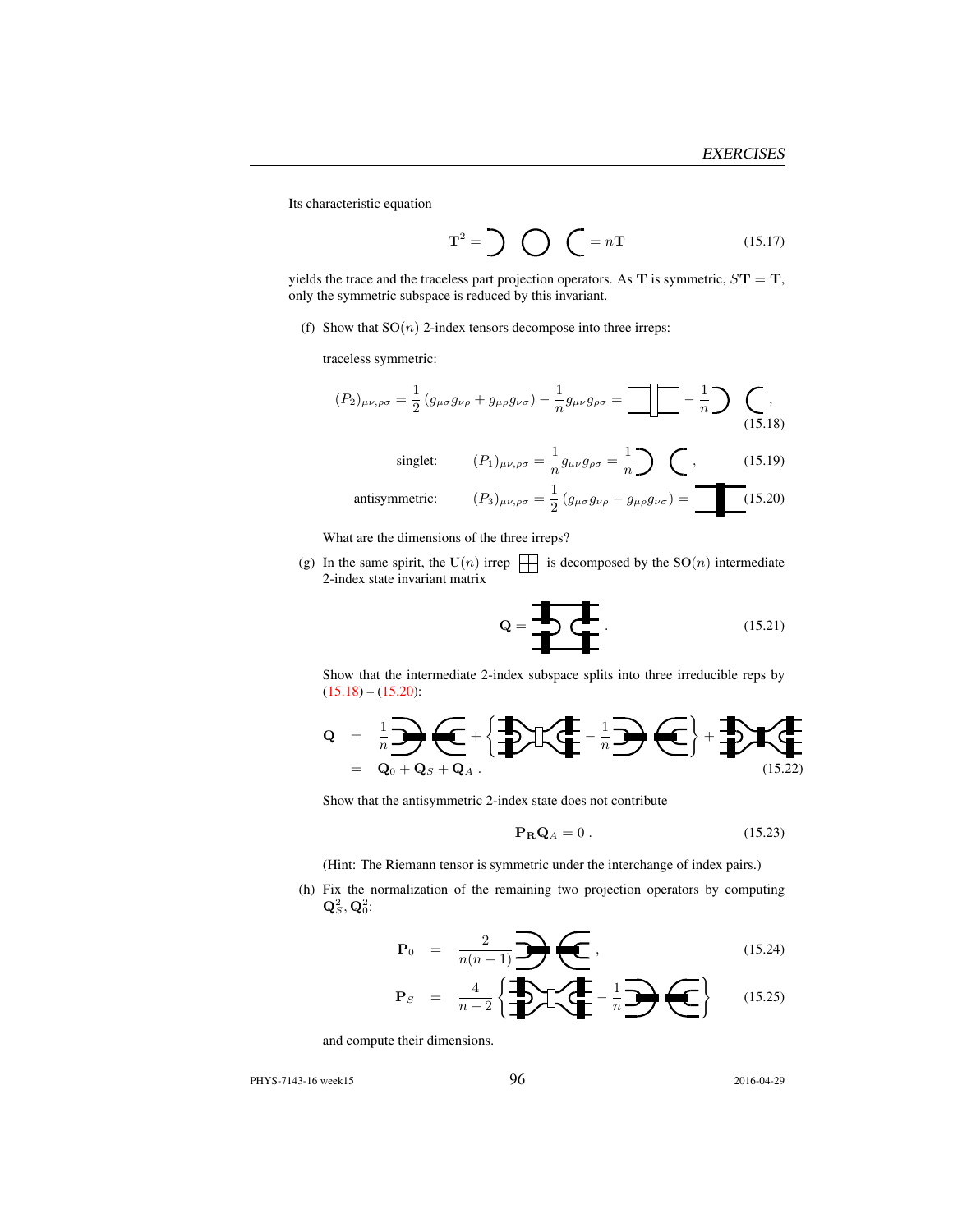Its characteristic equation

$$\mathbf{T}^2 = \text{[birdtrack diagram]} = n\mathbf{T} \tag{15.17}$$

yields the trace and the traceless part projection operators. As $\mathbf{T}$ is symmetric, $S\mathbf{T} = \mathbf{T}$, only the symmetric subspace is reduced by this invariant.

(f) Show that SO($n$) 2-index tensors decompose into three irreps:

traceless symmetric:

$$(P_2)_{\mu\nu,\rho\sigma} = \frac{1}{2}\left(g_{\mu\sigma}g_{\nu\rho} + g_{\mu\rho}g_{\nu\sigma}\right) - \frac{1}{n}g_{\mu\nu}g_{\rho\sigma} = \text{[birdtrack diagram]} - \frac{1}{n}\text{[birdtrack diagram]}, \tag{15.18}$$

singlet: $$(P_1)_{\mu\nu,\rho\sigma} = \frac{1}{n}g_{\mu\nu}g_{\rho\sigma} = \frac{1}{n}\text{[birdtrack diagram]}, \tag{15.19}$$

antisymmetric: $$(P_3)_{\mu\nu,\rho\sigma} = \frac{1}{2}\left(g_{\mu\sigma}g_{\nu\rho} - g_{\mu\rho}g_{\nu\sigma}\right) = \text{[birdtrack diagram]} \tag{15.20}$$

What are the dimensions of the three irreps?

(g) In the same spirit, the U($n$) irrep [Young diagram] is decomposed by the SO($n$) intermediate 2-index state invariant matrix

$$\mathbf{Q} = \text{[birdtrack diagram]}. \tag{15.21}$$

Show that the intermediate 2-index subspace splits into three irreducible reps by (15.18) – (15.20):

$$\begin{aligned} \mathbf{Q} &= \frac{1}{n}\text{[birdtrack diagram]} + \left\{\text{[birdtrack diagram]} - \frac{1}{n}\text{[birdtrack diagram]}\right\} + \text{[birdtrack diagram]} \\ &= \mathbf{Q}_0 + \mathbf{Q}_S + \mathbf{Q}_A\,. \end{aligned} \tag{15.22}$$

Show that the antisymmetric 2-index state does not contribute

$$\mathbf{P_R Q}_A = 0\,. \tag{15.23}$$

(Hint: The Riemann tensor is symmetric under the interchange of index pairs.)

(h) Fix the normalization of the remaining two projection operators by computing $\mathbf{Q}_S^2, \mathbf{Q}_0^2$:

$$\mathbf{P}_0 = \frac{2}{n(n-1)}\text{[birdtrack diagram]}, \tag{15.24}$$

$$\mathbf{P}_S = \frac{4}{n-2}\left\{\text{[birdtrack diagram]} - \frac{1}{n}\text{[birdtrack diagram]}\right\} \tag{15.25}$$

and compute their dimensions.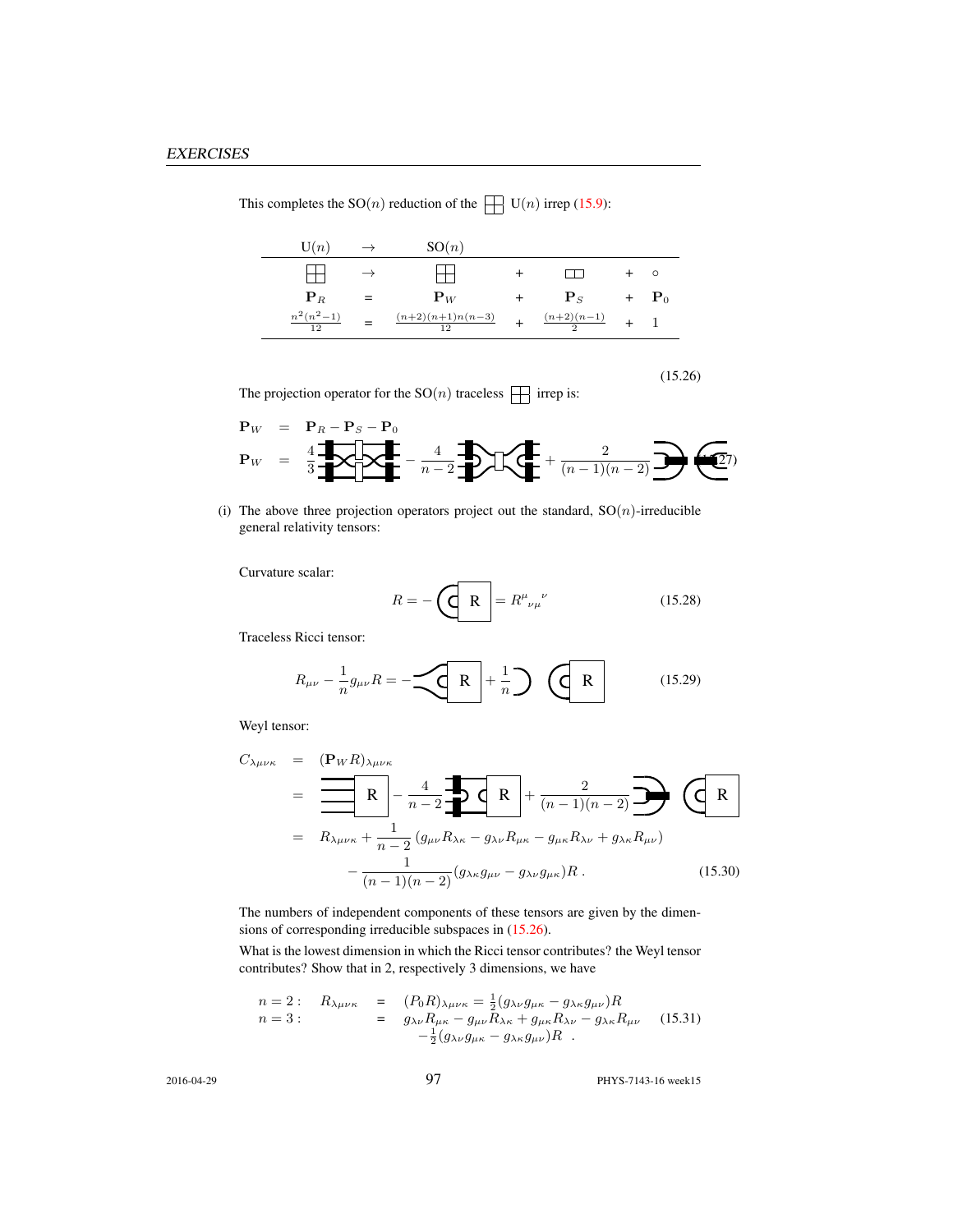This completes the $\mathrm{SO}(n)$ reduction of the $\boxplus$ $\mathrm{U}(n)$ irrep (15.9):

| $\mathrm{U}(n)$ | $\to$ | $\mathrm{SO}(n)$ | | | | |
|---|---|---|---|---|---|---|
| $\boxplus$ | $\to$ | $\boxplus$ | + | $\square\square$ | + | $\circ$ |
| $\mathbf{P}_R$ | = | $\mathbf{P}_W$ | + | $\mathbf{P}_S$ | + | $\mathbf{P}_0$ |
| $\frac{n^2(n^2-1)}{12}$ | = | $\frac{(n+2)(n+1)n(n-3)}{12}$ | + | $\frac{(n+2)(n-1)}{2}$ | + | 1 |

(15.26)

The projection operator for the $\mathrm{SO}(n)$ traceless $\boxplus$ irrep is:

$$
\begin{aligned}
\mathbf{P}_W &= \mathbf{P}_R - \mathbf{P}_S - \mathbf{P}_0 \\
\mathbf{P}_W &= \frac{4}{3}\,[\text{diagram}] - \frac{4}{n-2}\,[\text{diagram}] + \frac{2}{(n-1)(n-2)}\,[\text{diagram}]
\end{aligned} \tag{15.27}
$$

(i) The above three projection operators project out the standard, $\mathrm{SO}(n)$-irreducible general relativity tensors:

Curvature scalar:

$$
R = -\,[\text{diagram}] = R^{\mu}{}_{\nu\mu}{}^{\nu} \tag{15.28}
$$

Traceless Ricci tensor:

$$
R_{\mu\nu} - \frac{1}{n} g_{\mu\nu} R = -\,[\text{diagram}] + \frac{1}{n}\,[\text{diagram}] \tag{15.29}
$$

Weyl tensor:

$$
\begin{aligned}
C_{\lambda\mu\nu\kappa} &= (\mathbf{P}_W R)_{\lambda\mu\nu\kappa} \\
&= [\text{diagram}] - \frac{4}{n-2}\,[\text{diagram}] + \frac{2}{(n-1)(n-2)}\,[\text{diagram}] \\
&= R_{\lambda\mu\nu\kappa} + \frac{1}{n-2}\left(g_{\mu\nu}R_{\lambda\kappa} - g_{\lambda\nu}R_{\mu\kappa} - g_{\mu\kappa}R_{\lambda\nu} + g_{\lambda\kappa}R_{\mu\nu}\right) \\
&\quad - \frac{1}{(n-1)(n-2)}(g_{\lambda\kappa}g_{\mu\nu} - g_{\lambda\nu}g_{\mu\kappa})R\,.
\end{aligned} \tag{15.30}
$$

The numbers of independent components of these tensors are given by the dimensions of corresponding irreducible subspaces in (15.26).

What is the lowest dimension in which the Ricci tensor contributes? the Weyl tensor contributes? Show that in 2, respectively 3 dimensions, we have

$$
\begin{aligned}
n=2: \quad R_{\lambda\mu\nu\kappa} &= (P_0 R)_{\lambda\mu\nu\kappa} = \tfrac{1}{2}(g_{\lambda\nu}g_{\mu\kappa} - g_{\lambda\kappa}g_{\mu\nu})R \\
n=3: \quad &= g_{\lambda\nu}R_{\mu\kappa} - g_{\mu\nu}R_{\lambda\kappa} + g_{\mu\kappa}R_{\lambda\nu} - g_{\lambda\kappa}R_{\mu\nu} \\
&\quad - \tfrac{1}{2}(g_{\lambda\nu}g_{\mu\kappa} - g_{\lambda\kappa}g_{\mu\nu})R\;\;.
\end{aligned} \tag{15.31}
$$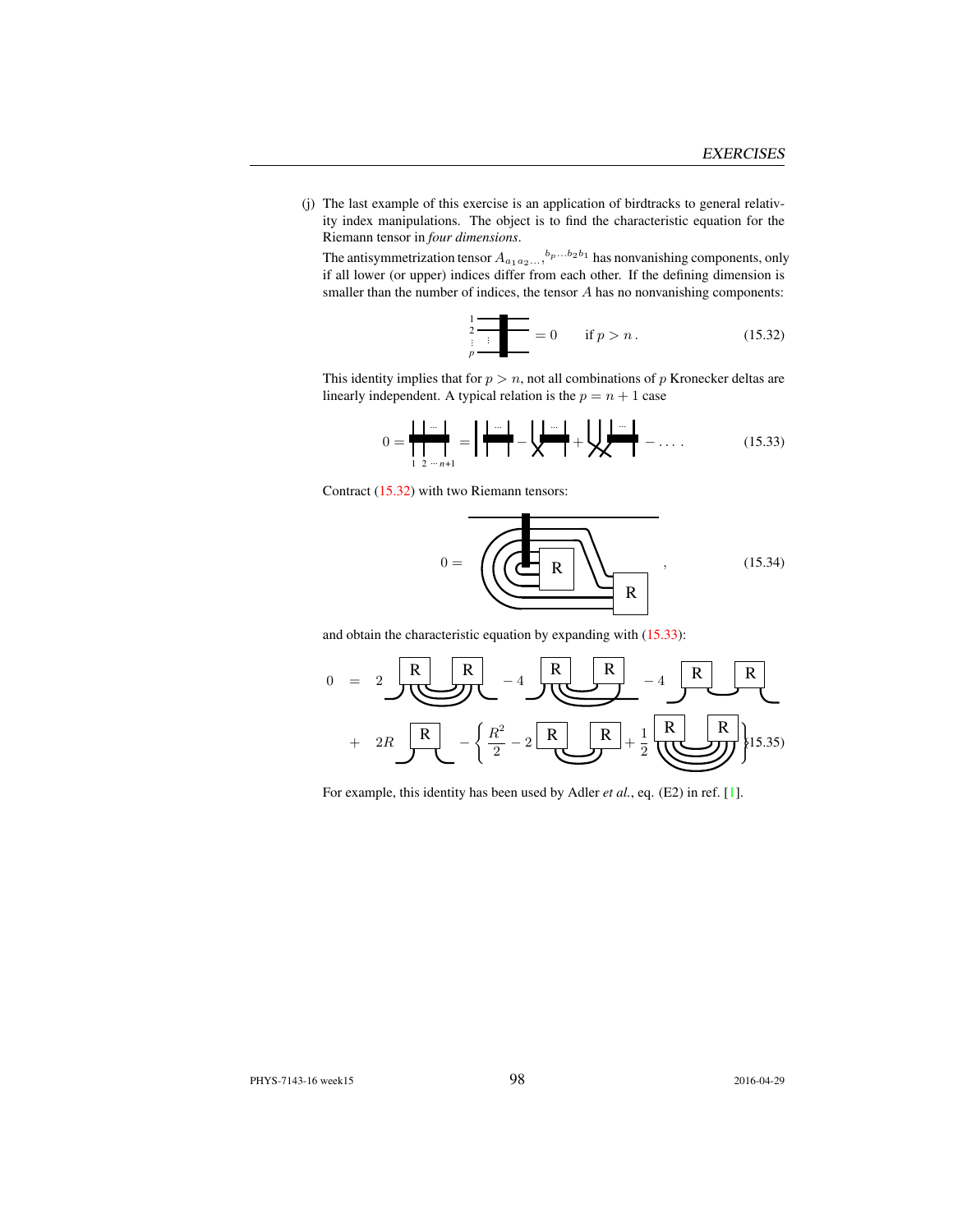(j) The last example of this exercise is an application of birdtracks to general relativity index manipulations. The object is to find the characteristic equation for the Riemann tensor in *four dimensions*.

The antisymmetrization tensor $A_{a_1 a_2 \ldots,}{}^{b_p \ldots b_2 b_1}$ has nonvanishing components, only if all lower (or upper) indices differ from each other. If the defining dimension is smaller than the number of indices, the tensor $A$ has no nonvanishing components:

$$= 0 \qquad \text{if } p > n\,. \tag{15.32}$$

This identity implies that for $p > n$, not all combinations of $p$ Kronecker deltas are linearly independent. A typical relation is the $p = n + 1$ case

$$0 = \quad = \quad - \quad + \quad - \ldots\,. \tag{15.33}$$

Contract (15.32) with two Riemann tensors:

$$0 = \quad , \tag{15.34}$$

and obtain the characteristic equation by expanding with (15.33):

$$0 \;=\; 2 \quad - 4 \quad - 4 \quad + \; 2R \quad - \left\{ \frac{R^2}{2} - 2 \quad + \frac{1}{2} \quad \right\} \tag{15.35}$$

For example, this identity has been used by Adler *et al.*, eq. (E2) in ref. [1].